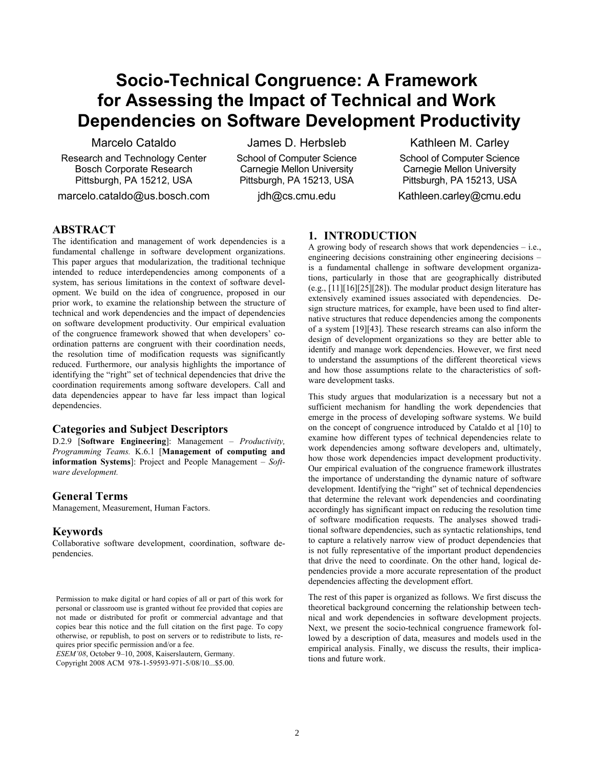# Socio-Technical Congruence: A Framework for Assessing the Impact of Technical and Work Dependencies on Software Development Productivity

Marcelo Cataldo
Research and Technology Center
Bosch Corporate Research
Pittsburgh, PA 15212, USA
marcelo.cataldo@us.bosch.com

James D. Herbsleb
School of Computer Science
Carnegie Mellon University
Pittsburgh, PA 15213, USA
jdh@cs.cmu.edu

Kathleen M. Carley
School of Computer Science
Carnegie Mellon University
Pittsburgh, PA 15213, USA
Kathleen.carley@cmu.edu

## ABSTRACT

The identification and management of work dependencies is a fundamental challenge in software development organizations. This paper argues that modularization, the traditional technique intended to reduce interdependencies among components of a system, has serious limitations in the context of software development. We build on the idea of congruence, proposed in our prior work, to examine the relationship between the structure of technical and work dependencies and the impact of dependencies on software development productivity. Our empirical evaluation of the congruence framework showed that when developers' coordination patterns are congruent with their coordination needs, the resolution time of modification requests was significantly reduced. Furthermore, our analysis highlights the importance of identifying the "right" set of technical dependencies that drive the coordination requirements among software developers. Call and data dependencies appear to have far less impact than logical dependencies.

### Categories and Subject Descriptors

D.2.9 [**Software Engineering**]: Management – *Productivity, Programming Teams.* K.6.1 [**Management of computing and information Systems**]: Project and People Management – *Software development.*

### General Terms

Management, Measurement, Human Factors.

### Keywords

Collaborative software development, coordination, software dependencies.

Permission to make digital or hard copies of all or part of this work for personal or classroom use is granted without fee provided that copies are not made or distributed for profit or commercial advantage and that copies bear this notice and the full citation on the first page. To copy otherwise, or republish, to post on servers or to redistribute to lists, requires prior specific permission and/or a fee.
*ESEM'08*, October 9–10, 2008, Kaiserslautern, Germany.
Copyright 2008 ACM 978-1-59593-971-5/08/10...$5.00.

## 1. INTRODUCTION

A growing body of research shows that work dependencies – i.e., engineering decisions constraining other engineering decisions – is a fundamental challenge in software development organizations, particularly in those that are geographically distributed (e.g., [11][16][25][28]). The modular product design literature has extensively examined issues associated with dependencies. Design structure matrices, for example, have been used to find alternative structures that reduce dependencies among the components of a system [19][43]. These research streams can also inform the design of development organizations so they are better able to identify and manage work dependencies. However, we first need to understand the assumptions of the different theoretical views and how those assumptions relate to the characteristics of software development tasks.

This study argues that modularization is a necessary but not a sufficient mechanism for handling the work dependencies that emerge in the process of developing software systems. We build on the concept of congruence introduced by Cataldo et al [10] to examine how different types of technical dependencies relate to work dependencies among software developers and, ultimately, how those work dependencies impact development productivity. Our empirical evaluation of the congruence framework illustrates the importance of understanding the dynamic nature of software development. Identifying the "right" set of technical dependencies that determine the relevant work dependencies and coordinating accordingly has significant impact on reducing the resolution time of software modification requests. The analyses showed traditional software dependencies, such as syntactic relationships, tend to capture a relatively narrow view of product dependencies that is not fully representative of the important product dependencies that drive the need to coordinate. On the other hand, logical dependencies provide a more accurate representation of the product dependencies affecting the development effort.

The rest of this paper is organized as follows. We first discuss the theoretical background concerning the relationship between technical and work dependencies in software development projects. Next, we present the socio-technical congruence framework followed by a description of data, measures and models used in the empirical analysis. Finally, we discuss the results, their implications and future work.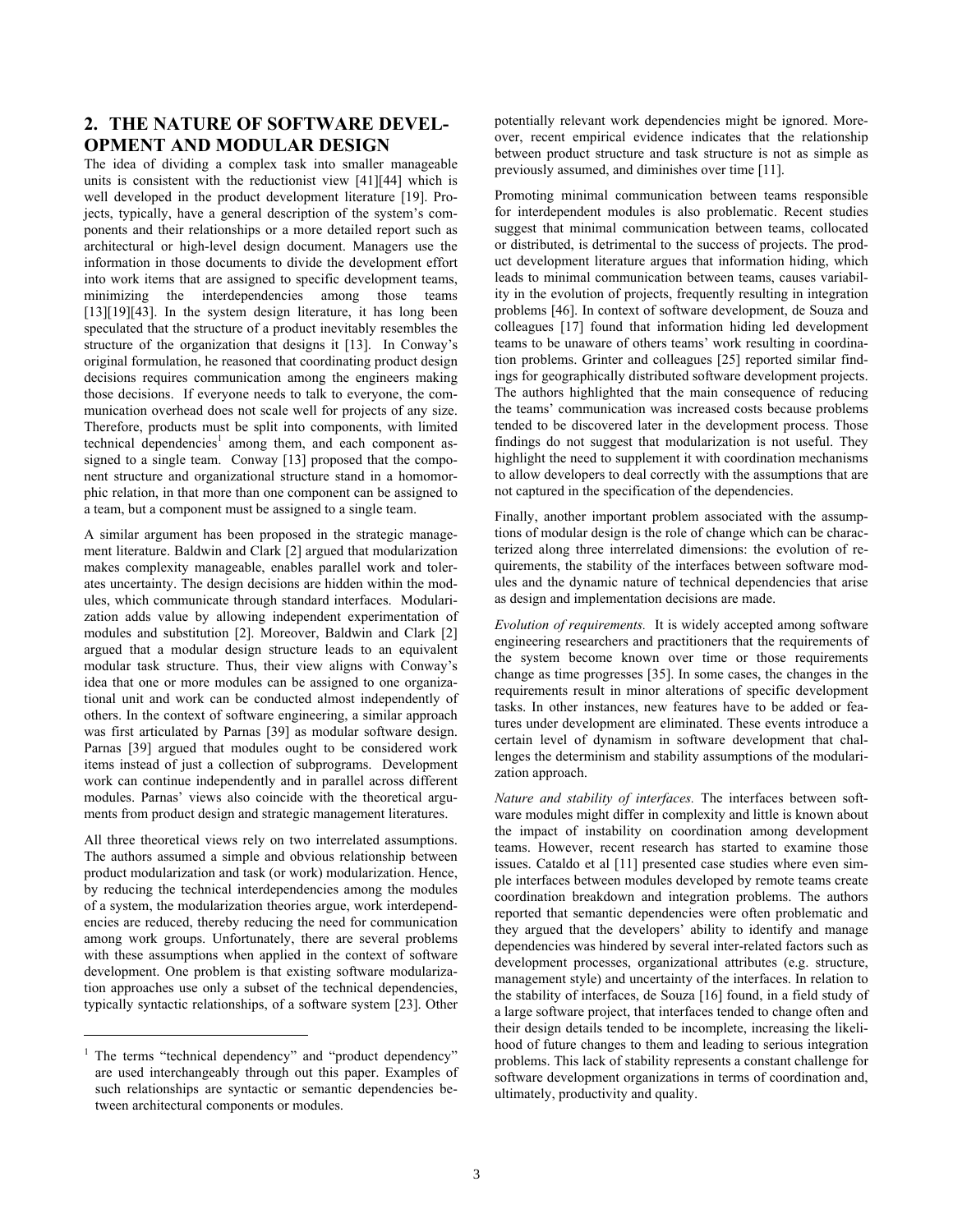## 2. THE NATURE OF SOFTWARE DEVELOPMENT AND MODULAR DESIGN

The idea of dividing a complex task into smaller manageable units is consistent with the reductionist view [41][44] which is well developed in the product development literature [19]. Projects, typically, have a general description of the system's components and their relationships or a more detailed report such as architectural or high-level design document. Managers use the information in those documents to divide the development effort into work items that are assigned to specific development teams, minimizing the interdependencies among those teams [13][19][43]. In the system design literature, it has long been speculated that the structure of a product inevitably resembles the structure of the organization that designs it [13]. In Conway's original formulation, he reasoned that coordinating product design decisions requires communication among the engineers making those decisions. If everyone needs to talk to everyone, the communication overhead does not scale well for projects of any size. Therefore, products must be split into components, with limited technical dependencies[1] among them, and each component assigned to a single team. Conway [13] proposed that the component structure and organizational structure stand in a homomorphic relation, in that more than one component can be assigned to a team, but a component must be assigned to a single team.

A similar argument has been proposed in the strategic management literature. Baldwin and Clark [2] argued that modularization makes complexity manageable, enables parallel work and tolerates uncertainty. The design decisions are hidden within the modules, which communicate through standard interfaces. Modularization adds value by allowing independent experimentation of modules and substitution [2]. Moreover, Baldwin and Clark [2] argued that a modular design structure leads to an equivalent modular task structure. Thus, their view aligns with Conway's idea that one or more modules can be assigned to one organizational unit and work can be conducted almost independently of others. In the context of software engineering, a similar approach was first articulated by Parnas [39] as modular software design. Parnas [39] argued that modules ought to be considered work items instead of just a collection of subprograms. Development work can continue independently and in parallel across different modules. Parnas' views also coincide with the theoretical arguments from product design and strategic management literatures.

All three theoretical views rely on two interrelated assumptions. The authors assumed a simple and obvious relationship between product modularization and task (or work) modularization. Hence, by reducing the technical interdependencies among the modules of a system, the modularization theories argue, work interdependencies are reduced, thereby reducing the need for communication among work groups. Unfortunately, there are several problems with these assumptions when applied in the context of software development. One problem is that existing software modularization approaches use only a subset of the technical dependencies, typically syntactic relationships, of a software system [23]. Other potentially relevant work dependencies might be ignored. Moreover, recent empirical evidence indicates that the relationship between product structure and task structure is not as simple as previously assumed, and diminishes over time [11].

Promoting minimal communication between teams responsible for interdependent modules is also problematic. Recent studies suggest that minimal communication between teams, collocated or distributed, is detrimental to the success of projects. The product development literature argues that information hiding, which leads to minimal communication between teams, causes variability in the evolution of projects, frequently resulting in integration problems [46]. In context of software development, de Souza and colleagues [17] found that information hiding led development teams to be unaware of others teams' work resulting in coordination problems. Grinter and colleagues [25] reported similar findings for geographically distributed software development projects. The authors highlighted that the main consequence of reducing the teams' communication was increased costs because problems tended to be discovered later in the development process. Those findings do not suggest that modularization is not useful. They highlight the need to supplement it with coordination mechanisms to allow developers to deal correctly with the assumptions that are not captured in the specification of the dependencies.

Finally, another important problem associated with the assumptions of modular design is the role of change which can be characterized along three interrelated dimensions: the evolution of requirements, the stability of the interfaces between software modules and the dynamic nature of technical dependencies that arise as design and implementation decisions are made.

*Evolution of requirements.* It is widely accepted among software engineering researchers and practitioners that the requirements of the system become known over time or those requirements change as time progresses [35]. In some cases, the changes in the requirements result in minor alterations of specific development tasks. In other instances, new features have to be added or features under development are eliminated. These events introduce a certain level of dynamism in software development that challenges the determinism and stability assumptions of the modularization approach.

*Nature and stability of interfaces.* The interfaces between software modules might differ in complexity and little is known about the impact of instability on coordination among development teams. However, recent research has started to examine those issues. Cataldo et al [11] presented case studies where even simple interfaces between modules developed by remote teams create coordination breakdown and integration problems. The authors reported that semantic dependencies were often problematic and they argued that the developers' ability to identify and manage dependencies was hindered by several inter-related factors such as development processes, organizational attributes (e.g. structure, management style) and uncertainty of the interfaces. In relation to the stability of interfaces, de Souza [16] found, in a field study of a large software project, that interfaces tended to change often and their design details tended to be incomplete, increasing the likelihood of future changes to them and leading to serious integration problems. This lack of stability represents a constant challenge for software development organizations in terms of coordination and, ultimately, productivity and quality.

[1] The terms "technical dependency" and "product dependency" are used interchangeably through out this paper. Examples of such relationships are syntactic or semantic dependencies between architectural components or modules.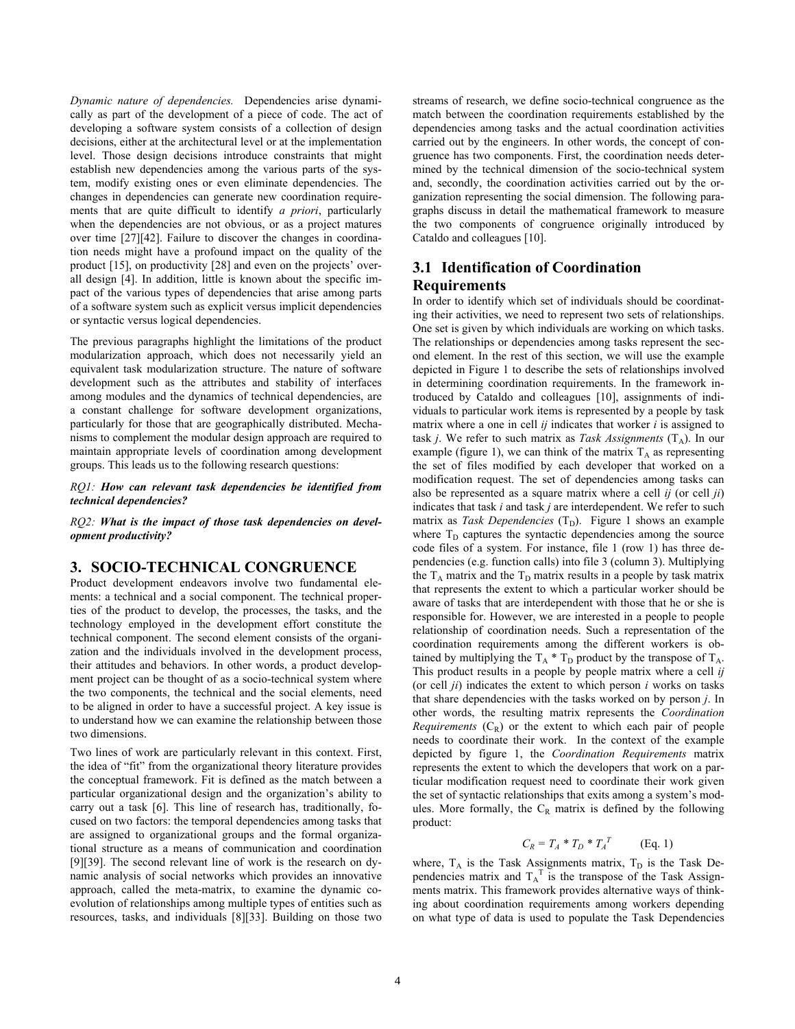*Dynamic nature of dependencies.* Dependencies arise dynamically as part of the development of a piece of code. The act of developing a software system consists of a collection of design decisions, either at the architectural level or at the implementation level. Those design decisions introduce constraints that might establish new dependencies among the various parts of the system, modify existing ones or even eliminate dependencies. The changes in dependencies can generate new coordination requirements that are quite difficult to identify *a priori*, particularly when the dependencies are not obvious, or as a project matures over time [27][42]. Failure to discover the changes in coordination needs might have a profound impact on the quality of the product [15], on productivity [28] and even on the projects' overall design [4]. In addition, little is known about the specific impact of the various types of dependencies that arise among parts of a software system such as explicit versus implicit dependencies or syntactic versus logical dependencies.

The previous paragraphs highlight the limitations of the product modularization approach, which does not necessarily yield an equivalent task modularization structure. The nature of software development such as the attributes and stability of interfaces among modules and the dynamics of technical dependencies, are a constant challenge for software development organizations, particularly for those that are geographically distributed. Mechanisms to complement the modular design approach are required to maintain appropriate levels of coordination among development groups. This leads us to the following research questions:

*RQ1:* ***How can relevant task dependencies be identified from technical dependencies?***

*RQ2:* ***What is the impact of those task dependencies on development productivity?***

## 3. SOCIO-TECHNICAL CONGRUENCE

Product development endeavors involve two fundamental elements: a technical and a social component. The technical properties of the product to develop, the processes, the tasks, and the technology employed in the development effort constitute the technical component. The second element consists of the organization and the individuals involved in the development process, their attitudes and behaviors. In other words, a product development project can be thought of as a socio-technical system where the two components, the technical and the social elements, need to be aligned in order to have a successful project. A key issue is to understand how we can examine the relationship between those two dimensions.

Two lines of work are particularly relevant in this context. First, the idea of "fit" from the organizational theory literature provides the conceptual framework. Fit is defined as the match between a particular organizational design and the organization's ability to carry out a task [6]. This line of research has, traditionally, focused on two factors: the temporal dependencies among tasks that are assigned to organizational groups and the formal organizational structure as a means of communication and coordination [9][39]. The second relevant line of work is the research on dynamic analysis of social networks which provides an innovative approach, called the meta-matrix, to examine the dynamic coevolution of relationships among multiple types of entities such as resources, tasks, and individuals [8][33]. Building on those two streams of research, we define socio-technical congruence as the match between the coordination requirements established by the dependencies among tasks and the actual coordination activities carried out by the engineers. In other words, the concept of congruence has two components. First, the coordination needs determined by the technical dimension of the socio-technical system and, secondly, the coordination activities carried out by the organization representing the social dimension. The following paragraphs discuss in detail the mathematical framework to measure the two components of congruence originally introduced by Cataldo and colleagues [10].

### 3.1 Identification of Coordination Requirements

In order to identify which set of individuals should be coordinating their activities, we need to represent two sets of relationships. One set is given by which individuals are working on which tasks. The relationships or dependencies among tasks represent the second element. In the rest of this section, we will use the example depicted in Figure 1 to describe the sets of relationships involved in determining coordination requirements. In the framework introduced by Cataldo and colleagues [10], assignments of individuals to particular work items is represented by a people by task matrix where a one in cell *ij* indicates that worker *i* is assigned to task *j*. We refer to such matrix as *Task Assignments* ($T_A$). In our example (figure 1), we can think of the matrix $T_A$ as representing the set of files modified by each developer that worked on a modification request. The set of dependencies among tasks can also be represented as a square matrix where a cell *ij* (or cell *ji*) indicates that task *i* and task *j* are interdependent. We refer to such matrix as *Task Dependencies* ($T_D$). Figure 1 shows an example where $T_D$ captures the syntactic dependencies among the source code files of a system. For instance, file 1 (row 1) has three dependencies (e.g. function calls) into file 3 (column 3). Multiplying the $T_A$ matrix and the $T_D$ matrix results in a people by task matrix that represents the extent to which a particular worker should be aware of tasks that are interdependent with those that he or she is responsible for. However, we are interested in a people to people relationship of coordination needs. Such a representation of the coordination requirements among the different workers is obtained by multiplying the $T_A * T_D$ product by the transpose of $T_A$. This product results in a people by people matrix where a cell *ij* (or cell *ji*) indicates the extent to which person *i* works on tasks that share dependencies with the tasks worked on by person *j*. In other words, the resulting matrix represents the *Coordination Requirements* ($C_R$) or the extent to which each pair of people needs to coordinate their work. In the context of the example depicted by figure 1, the *Coordination Requirements* matrix represents the extent to which the developers that work on a particular modification request need to coordinate their work given the set of syntactic relationships that exits among a system's modules. More formally, the $C_R$ matrix is defined by the following product:

$$C_R = T_A * T_D * T_A^T \qquad \text{(Eq. 1)}$$

where, $T_A$ is the Task Assignments matrix, $T_D$ is the Task Dependencies matrix and $T_A^T$ is the transpose of the Task Assignments matrix. This framework provides alternative ways of thinking about coordination requirements among workers depending on what type of data is used to populate the Task Dependencies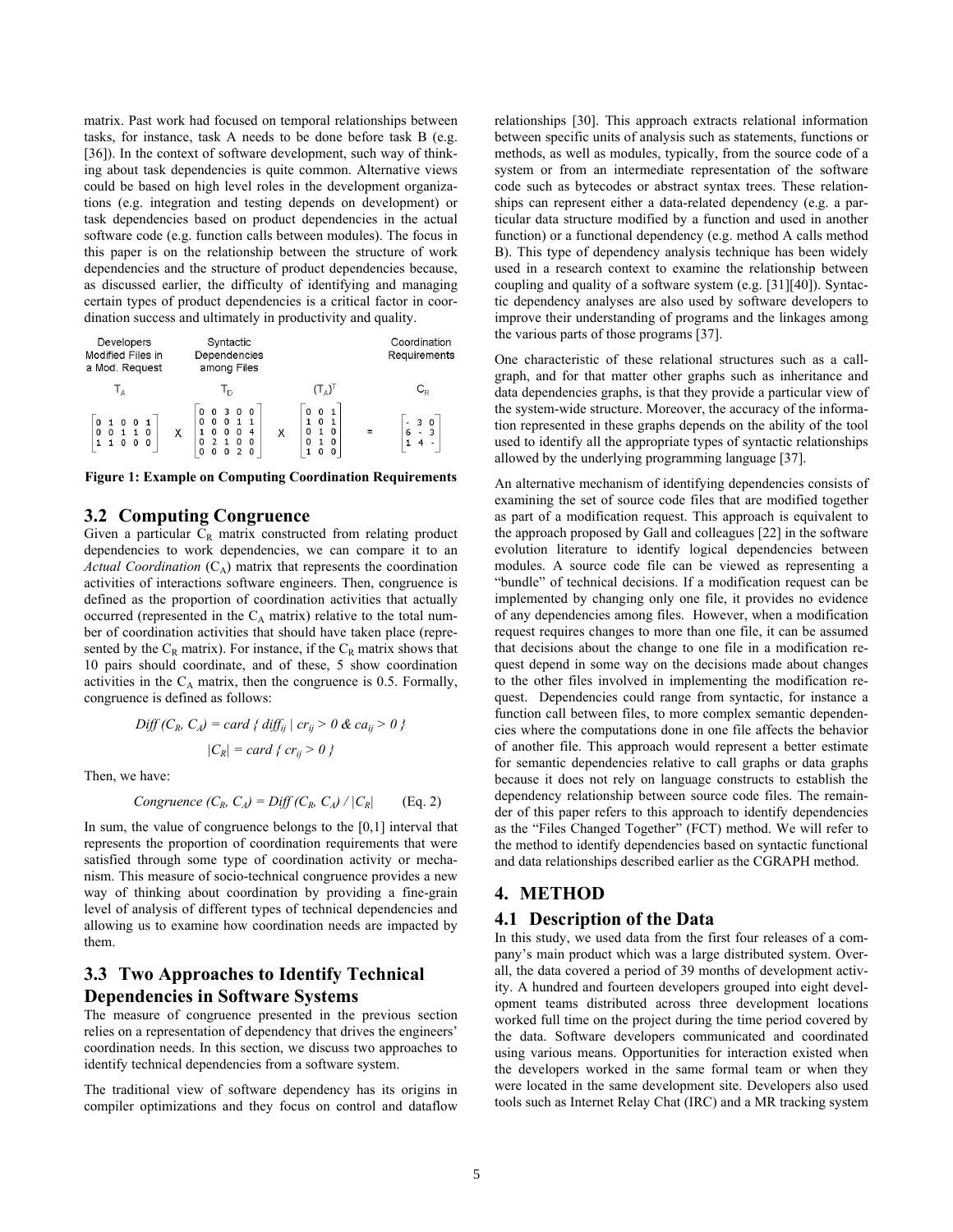matrix. Past work had focused on temporal relationships between tasks, for instance, task A needs to be done before task B (e.g. [36]). In the context of software development, such way of thinking about task dependencies is quite common. Alternative views could be based on high level roles in the development organizations (e.g. integration and testing depends on development) or task dependencies based on product dependencies in the actual software code (e.g. function calls between modules). The focus in this paper is on the relationship between the structure of work dependencies and the structure of product dependencies because, as discussed earlier, the difficulty of identifying and managing certain types of product dependencies is a critical factor in coordination success and ultimately in productivity and quality.

| Developers Modified Files in a Mod. Request | | Syntactic Dependencies among Files | | | | Coordination Requirements |
|---|---|---|---|---|---|---|
| $T_A$ | | $T_D$ | | $(T_A)^T$ | | $C_R$ |

$$
\underbrace{\begin{bmatrix} 0 & 1 & 0 & 0 & 1 \\ 0 & 0 & 1 & 1 & 0 \\ 1 & 1 & 0 & 0 & 0 \end{bmatrix}}_{T_A}
\times
\underbrace{\begin{bmatrix} 0 & 0 & 3 & 0 & 0 \\ 0 & 0 & 0 & 1 & 1 \\ 1 & 0 & 0 & 0 & 4 \\ 0 & 2 & 1 & 0 & 0 \\ 0 & 0 & 0 & 2 & 0 \end{bmatrix}}_{T_D}
\times
\underbrace{\begin{bmatrix} 0 & 0 & 1 \\ 1 & 0 & 1 \\ 0 & 1 & 0 \\ 0 & 1 & 0 \\ 1 & 0 & 0 \end{bmatrix}}_{(T_A)^T}
=
\underbrace{\begin{bmatrix} - & 3 & 0 \\ 6 & - & 3 \\ 1 & 4 & - \end{bmatrix}}_{C_R}
$$

**Figure 1: Example on Computing Coordination Requirements**

## 3.2 Computing Congruence

Given a particular $C_R$ matrix constructed from relating product dependencies to work dependencies, we can compare it to an *Actual Coordination* ($C_A$) matrix that represents the coordination activities of interactions software engineers. Then, congruence is defined as the proportion of coordination activities that actually occurred (represented in the $C_A$ matrix) relative to the total number of coordination activities that should have taken place (represented by the $C_R$ matrix). For instance, if the $C_R$ matrix shows that 10 pairs should coordinate, and of these, 5 show coordination activities in the $C_A$ matrix, then the congruence is 0.5. Formally, congruence is defined as follows:

$$Diff\ (C_R, C_A) = card\ \{\ diff_{ij}\ |\ cr_{ij} > 0\ \&\ ca_{ij} > 0\ \}$$

$$|C_R| = card\ \{\ cr_{ij} > 0\ \}$$

Then, we have:

$$Congruence\ (C_R, C_A) = Diff\ (C_R, C_A)\ /\ |C_R| \qquad \text{(Eq. 2)}$$

In sum, the value of congruence belongs to the [0,1] interval that represents the proportion of coordination requirements that were satisfied through some type of coordination activity or mechanism. This measure of socio-technical congruence provides a new way of thinking about coordination by providing a fine-grain level of analysis of different types of technical dependencies and allowing us to examine how coordination needs are impacted by them.

## 3.3 Two Approaches to Identify Technical Dependencies in Software Systems

The measure of congruence presented in the previous section relies on a representation of dependency that drives the engineers' coordination needs. In this section, we discuss two approaches to identify technical dependencies from a software system.

The traditional view of software dependency has its origins in compiler optimizations and they focus on control and dataflow relationships [30]. This approach extracts relational information between specific units of analysis such as statements, functions or methods, as well as modules, typically, from the source code of a system or from an intermediate representation of the software code such as bytecodes or abstract syntax trees. These relationships can represent either a data-related dependency (e.g. a particular data structure modified by a function and used in another function) or a functional dependency (e.g. method A calls method B). This type of dependency analysis technique has been widely used in a research context to examine the relationship between coupling and quality of a software system (e.g. [31][40]). Syntactic dependency analyses are also used by software developers to improve their understanding of programs and the linkages among the various parts of those programs [37].

One characteristic of these relational structures such as a call-graph, and for that matter other graphs such as inheritance and data dependencies graphs, is that they provide a particular view of the system-wide structure. Moreover, the accuracy of the information represented in these graphs depends on the ability of the tool used to identify all the appropriate types of syntactic relationships allowed by the underlying programming language [37].

An alternative mechanism of identifying dependencies consists of examining the set of source code files that are modified together as part of a modification request. This approach is equivalent to the approach proposed by Gall and colleagues [22] in the software evolution literature to identify logical dependencies between modules. A source code file can be viewed as representing a "bundle" of technical decisions. If a modification request can be implemented by changing only one file, it provides no evidence of any dependencies among files. However, when a modification request requires changes to more than one file, it can be assumed that decisions about the change to one file in a modification request depend in some way on the decisions made about changes to the other files involved in implementing the modification request. Dependencies could range from syntactic, for instance a function call between files, to more complex semantic dependencies where the computations done in one file affects the behavior of another file. This approach would represent a better estimate for semantic dependencies relative to call graphs or data graphs because it does not rely on language constructs to establish the dependency relationship between source code files. The remainder of this paper refers to this approach to identify dependencies as the "Files Changed Together" (FCT) method. We will refer to the method to identify dependencies based on syntactic functional and data relationships described earlier as the CGRAPH method.

# 4. METHOD

## 4.1 Description of the Data

In this study, we used data from the first four releases of a company's main product which was a large distributed system. Overall, the data covered a period of 39 months of development activity. A hundred and fourteen developers grouped into eight development teams distributed across three development locations worked full time on the project during the time period covered by the data. Software developers communicated and coordinated using various means. Opportunities for interaction existed when the developers worked in the same formal team or when they were located in the same development site. Developers also used tools such as Internet Relay Chat (IRC) and a MR tracking system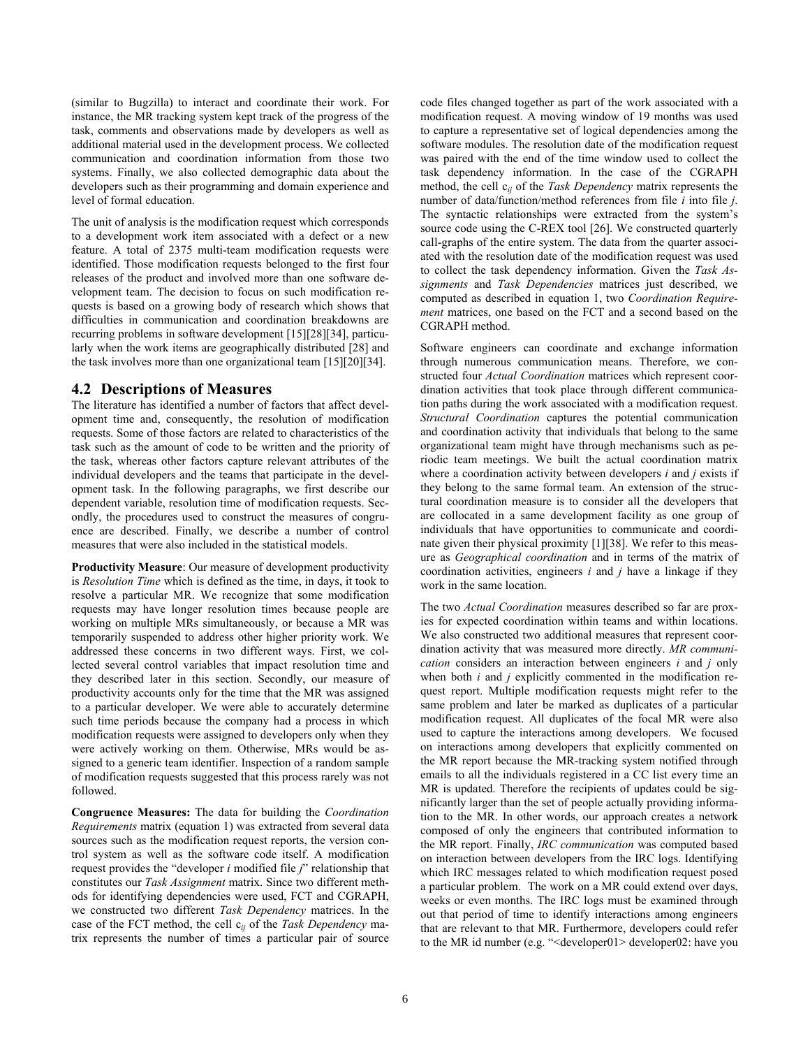(similar to Bugzilla) to interact and coordinate their work. For instance, the MR tracking system kept track of the progress of the task, comments and observations made by developers as well as additional material used in the development process. We collected communication and coordination information from those two systems. Finally, we also collected demographic data about the developers such as their programming and domain experience and level of formal education.

The unit of analysis is the modification request which corresponds to a development work item associated with a defect or a new feature. A total of 2375 multi-team modification requests were identified. Those modification requests belonged to the first four releases of the product and involved more than one software development team. The decision to focus on such modification requests is based on a growing body of research which shows that difficulties in communication and coordination breakdowns are recurring problems in software development [15][28][34], particularly when the work items are geographically distributed [28] and the task involves more than one organizational team [15][20][34].

## 4.2 Descriptions of Measures

The literature has identified a number of factors that affect development time and, consequently, the resolution of modification requests. Some of those factors are related to characteristics of the task such as the amount of code to be written and the priority of the task, whereas other factors capture relevant attributes of the individual developers and the teams that participate in the development task. In the following paragraphs, we first describe our dependent variable, resolution time of modification requests. Secondly, the procedures used to construct the measures of congruence are described. Finally, we describe a number of control measures that were also included in the statistical models.

**Productivity Measure**: Our measure of development productivity is *Resolution Time* which is defined as the time, in days, it took to resolve a particular MR. We recognize that some modification requests may have longer resolution times because people are working on multiple MRs simultaneously, or because a MR was temporarily suspended to address other higher priority work. We addressed these concerns in two different ways. First, we collected several control variables that impact resolution time and they described later in this section. Secondly, our measure of productivity accounts only for the time that the MR was assigned to a particular developer. We were able to accurately determine such time periods because the company had a process in which modification requests were assigned to developers only when they were actively working on them. Otherwise, MRs would be assigned to a generic team identifier. Inspection of a random sample of modification requests suggested that this process rarely was not followed.

**Congruence Measures:** The data for building the *Coordination Requirements* matrix (equation 1) was extracted from several data sources such as the modification request reports, the version control system as well as the software code itself. A modification request provides the "developer *i* modified file *j*" relationship that constitutes our *Task Assignment* matrix. Since two different methods for identifying dependencies were used, FCT and CGRAPH, we constructed two different *Task Dependency* matrices. In the case of the FCT method, the cell $c_{ij}$ of the *Task Dependency* matrix represents the number of times a particular pair of source code files changed together as part of the work associated with a modification request. A moving window of 19 months was used to capture a representative set of logical dependencies among the software modules. The resolution date of the modification request was paired with the end of the time window used to collect the task dependency information. In the case of the CGRAPH method, the cell $c_{ij}$ of the *Task Dependency* matrix represents the number of data/function/method references from file *i* into file *j*. The syntactic relationships were extracted from the system's source code using the C-REX tool [26]. We constructed quarterly call-graphs of the entire system. The data from the quarter associated with the resolution date of the modification request was used to collect the task dependency information. Given the *Task Assignments* and *Task Dependencies* matrices just described, we computed as described in equation 1, two *Coordination Requirement* matrices, one based on the FCT and a second based on the CGRAPH method.

Software engineers can coordinate and exchange information through numerous communication means. Therefore, we constructed four *Actual Coordination* matrices which represent coordination activities that took place through different communication paths during the work associated with a modification request. *Structural Coordination* captures the potential communication and coordination activity that individuals that belong to the same organizational team might have through mechanisms such as periodic team meetings. We built the actual coordination matrix where a coordination activity between developers *i* and *j* exists if they belong to the same formal team. An extension of the structural coordination measure is to consider all the developers that are collocated in a same development facility as one group of individuals that have opportunities to communicate and coordinate given their physical proximity [1][38]. We refer to this measure as *Geographical coordination* and in terms of the matrix of coordination activities, engineers *i* and *j* have a linkage if they work in the same location.

The two *Actual Coordination* measures described so far are proxies for expected coordination within teams and within locations. We also constructed two additional measures that represent coordination activity that was measured more directly. *MR communication* considers an interaction between engineers *i* and *j* only when both *i* and *j* explicitly commented in the modification request report. Multiple modification requests might refer to the same problem and later be marked as duplicates of a particular modification request. All duplicates of the focal MR were also used to capture the interactions among developers. We focused on interactions among developers that explicitly commented on the MR report because the MR-tracking system notified through emails to all the individuals registered in a CC list every time an MR is updated. Therefore the recipients of updates could be significantly larger than the set of people actually providing information to the MR. In other words, our approach creates a network composed of only the engineers that contributed information to the MR report. Finally, *IRC communication* was computed based on interaction between developers from the IRC logs. Identifying which IRC messages related to which modification request posed a particular problem. The work on a MR could extend over days, weeks or even months. The IRC logs must be examined through out that period of time to identify interactions among engineers that are relevant to that MR. Furthermore, developers could refer to the MR id number (e.g. "<developer01> developer02: have you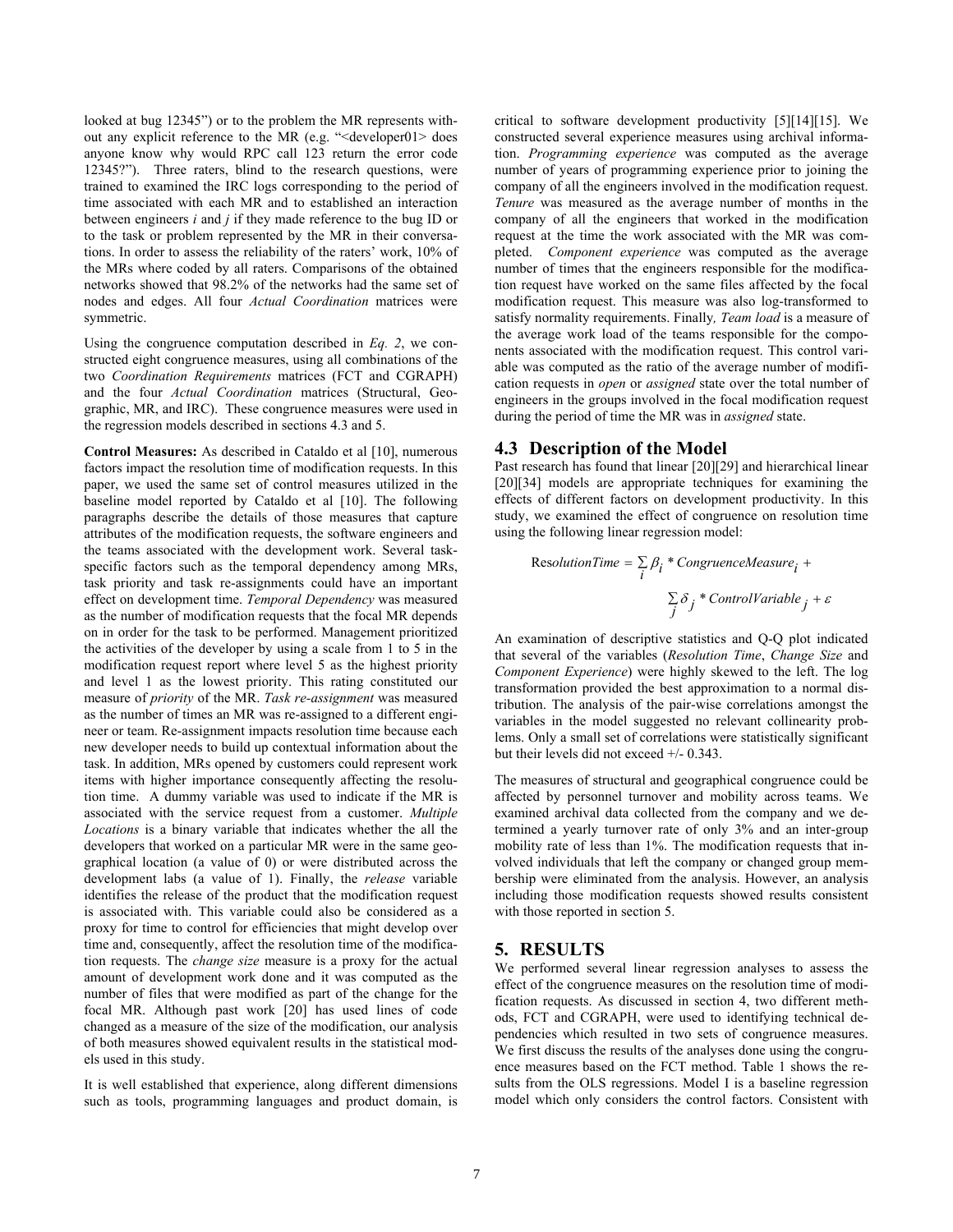looked at bug 12345") or to the problem the MR represents without any explicit reference to the MR (e.g. "<developer01> does anyone know why would RPC call 123 return the error code 12345?"). Three raters, blind to the research questions, were trained to examined the IRC logs corresponding to the period of time associated with each MR and to established an interaction between engineers *i* and *j* if they made reference to the bug ID or to the task or problem represented by the MR in their conversations. In order to assess the reliability of the raters' work, 10% of the MRs where coded by all raters. Comparisons of the obtained networks showed that 98.2% of the networks had the same set of nodes and edges. All four *Actual Coordination* matrices were symmetric.

Using the congruence computation described in *Eq. 2*, we constructed eight congruence measures, using all combinations of the two *Coordination Requirements* matrices (FCT and CGRAPH) and the four *Actual Coordination* matrices (Structural, Geographic, MR, and IRC). These congruence measures were used in the regression models described in sections 4.3 and 5.

**Control Measures:** As described in Cataldo et al [10], numerous factors impact the resolution time of modification requests. In this paper, we used the same set of control measures utilized in the baseline model reported by Cataldo et al [10]. The following paragraphs describe the details of those measures that capture attributes of the modification requests, the software engineers and the teams associated with the development work. Several task-specific factors such as the temporal dependency among MRs, task priority and task re-assignments could have an important effect on development time. *Temporal Dependency* was measured as the number of modification requests that the focal MR depends on in order for the task to be performed. Management prioritized the activities of the developer by using a scale from 1 to 5 in the modification request report where level 5 as the highest priority and level 1 as the lowest priority. This rating constituted our measure of *priority* of the MR. *Task re-assignment* was measured as the number of times an MR was re-assigned to a different engineer or team. Re-assignment impacts resolution time because each new developer needs to build up contextual information about the task. In addition, MRs opened by customers could represent work items with higher importance consequently affecting the resolution time. A dummy variable was used to indicate if the MR is associated with the service request from a customer. *Multiple Locations* is a binary variable that indicates whether the all the developers that worked on a particular MR were in the same geographical location (a value of 0) or were distributed across the development labs (a value of 1). Finally, the *release* variable identifies the release of the product that the modification request is associated with. This variable could also be considered as a proxy for time to control for efficiencies that might develop over time and, consequently, affect the resolution time of the modification requests. The *change size* measure is a proxy for the actual amount of development work done and it was computed as the number of files that were modified as part of the change for the focal MR. Although past work [20] has used lines of code changed as a measure of the size of the modification, our analysis of both measures showed equivalent results in the statistical models used in this study.

It is well established that experience, along different dimensions such as tools, programming languages and product domain, is critical to software development productivity [5][14][15]. We constructed several experience measures using archival information. *Programming experience* was computed as the average number of years of programming experience prior to joining the company of all the engineers involved in the modification request. *Tenure* was measured as the average number of months in the company of all the engineers that worked in the modification request at the time the work associated with the MR was completed. *Component experience* was computed as the average number of times that the engineers responsible for the modification request have worked on the same files affected by the focal modification request. This measure was also log-transformed to satisfy normality requirements. Finally, *Team load* is a measure of the average work load of the teams responsible for the components associated with the modification request. This control variable was computed as the ratio of the average number of modification requests in *open* or *assigned* state over the total number of engineers in the groups involved in the focal modification request during the period of time the MR was in *assigned* state.

## 4.3 Description of the Model

Past research has found that linear [20][29] and hierarchical linear [20][34] models are appropriate techniques for examining the effects of different factors on development productivity. In this study, we examined the effect of congruence on resolution time using the following linear regression model:

$$ResolutionTime = \sum_i \beta_i * CongruenceMeasure_i + \sum_j \delta_j * ControlVariable_j + \varepsilon$$

An examination of descriptive statistics and Q-Q plot indicated that several of the variables (*Resolution Time*, *Change Size* and *Component Experience*) were highly skewed to the left. The log transformation provided the best approximation to a normal distribution. The analysis of the pair-wise correlations amongst the variables in the model suggested no relevant collinearity problems. Only a small set of correlations were statistically significant but their levels did not exceed +/- 0.343.

The measures of structural and geographical congruence could be affected by personnel turnover and mobility across teams. We examined archival data collected from the company and we determined a yearly turnover rate of only 3% and an inter-group mobility rate of less than 1%. The modification requests that involved individuals that left the company or changed group membership were eliminated from the analysis. However, an analysis including those modification requests showed results consistent with those reported in section 5.

# 5. RESULTS

We performed several linear regression analyses to assess the effect of the congruence measures on the resolution time of modification requests. As discussed in section 4, two different methods, FCT and CGRAPH, were used to identifying technical dependencies which resulted in two sets of congruence measures. We first discuss the results of the analyses done using the congruence measures based on the FCT method. Table 1 shows the results from the OLS regressions. Model I is a baseline regression model which only considers the control factors. Consistent with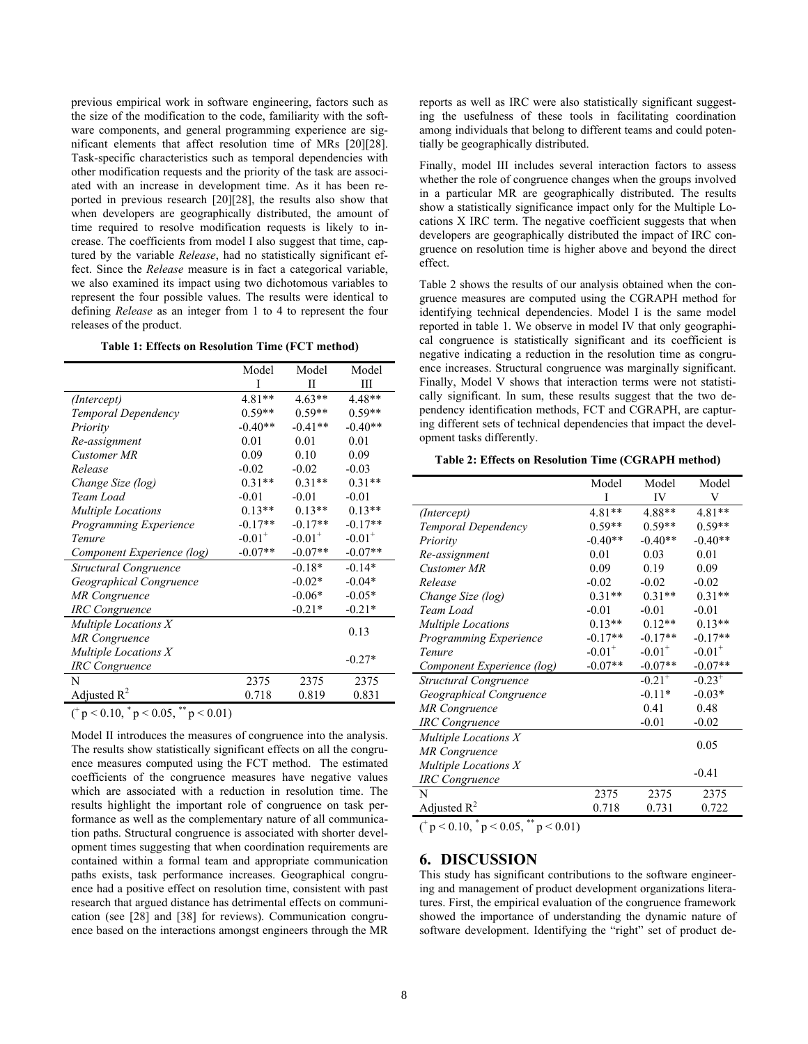previous empirical work in software engineering, factors such as the size of the modification to the code, familiarity with the software components, and general programming experience are significant elements that affect resolution time of MRs [20][28]. Task-specific characteristics such as temporal dependencies with other modification requests and the priority of the task are associated with an increase in development time. As it has been reported in previous research [20][28], the results also show that when developers are geographically distributed, the amount of time required to resolve modification requests is likely to increase. The coefficients from model I also suggest that time, captured by the variable *Release*, had no statistically significant effect. Since the *Release* measure is in fact a categorical variable, we also examined its impact using two dichotomous variables to represent the four possible values. The results were identical to defining *Release* as an integer from 1 to 4 to represent the four releases of the product.

**Table 1: Effects on Resolution Time (FCT method)**

| | Model I | Model II | Model III |
|---|---|---|---|
| *(Intercept)* | 4.81** | 4.63** | 4.48** |
| *Temporal Dependency* | 0.59** | 0.59** | 0.59** |
| *Priority* | -0.40** | -0.41** | -0.40** |
| *Re-assignment* | 0.01 | 0.01 | 0.01 |
| *Customer MR* | 0.09 | 0.10 | 0.09 |
| *Release* | -0.02 | -0.02 | -0.03 |
| *Change Size (log)* | 0.31** | 0.31** | 0.31** |
| *Team Load* | -0.01 | -0.01 | -0.01 |
| *Multiple Locations* | 0.13** | 0.13** | 0.13** |
| *Programming Experience* | -0.17** | -0.17** | -0.17** |
| *Tenure* | $-0.01^{+}$ | $-0.01^{+}$ | $-0.01^{+}$ |
| *Component Experience (log)* | -0.07** | -0.07** | -0.07** |
| *Structural Congruence* | | -0.18* | -0.14* |
| *Geographical Congruence* | | -0.02* | -0.04* |
| *MR Congruence* | | -0.06* | -0.05* |
| *IRC Congruence* | | -0.21* | -0.21* |
| *Multiple Locations X MR Congruence* | | | 0.13 |
| *Multiple Locations X IRC Congruence* | | | -0.27* |
| N | 2375 | 2375 | 2375 |
| Adjusted $R^2$ | 0.718 | 0.819 | 0.831 |

($^{+}$ $p < 0.10$, $^{*}$ $p < 0.05$, $^{**}$ $p < 0.01$)

Model II introduces the measures of congruence into the analysis. The results show statistically significant effects on all the congruence measures computed using the FCT method. The estimated coefficients of the congruence measures have negative values which are associated with a reduction in resolution time. The results highlight the important role of congruence on task performance as well as the complementary nature of all communication paths. Structural congruence is associated with shorter development times suggesting that when coordination requirements are contained within a formal team and appropriate communication paths exists, task performance increases. Geographical congruence had a positive effect on resolution time, consistent with past research that argued distance has detrimental effects on communication (see [28] and [38] for reviews). Communication congruence based on the interactions amongst engineers through the MR reports as well as IRC were also statistically significant suggesting the usefulness of these tools in facilitating coordination among individuals that belong to different teams and could potentially be geographically distributed.

Finally, model III includes several interaction factors to assess whether the role of congruence changes when the groups involved in a particular MR are geographically distributed. The results show a statistically significance impact only for the Multiple Locations X IRC term. The negative coefficient suggests that when developers are geographically distributed the impact of IRC congruence on resolution time is higher above and beyond the direct effect.

Table 2 shows the results of our analysis obtained when the congruence measures are computed using the CGRAPH method for identifying technical dependencies. Model I is the same model reported in table 1. We observe in model IV that only geographical congruence is statistically significant and its coefficient is negative indicating a reduction in the resolution time as congruence increases. Structural congruence was marginally significant. Finally, Model V shows that interaction terms were not statistically significant. In sum, these results suggest that the two dependency identification methods, FCT and CGRAPH, are capturing different sets of technical dependencies that impact the development tasks differently.

**Table 2: Effects on Resolution Time (CGRAPH method)**

| | Model I | Model IV | Model V |
|---|---|---|---|
| *(Intercept)* | 4.81** | 4.88** | 4.81** |
| *Temporal Dependency* | 0.59** | 0.59** | 0.59** |
| *Priority* | -0.40** | -0.40** | -0.40** |
| *Re-assignment* | 0.01 | 0.03 | 0.01 |
| *Customer MR* | 0.09 | 0.19 | 0.09 |
| *Release* | -0.02 | -0.02 | -0.02 |
| *Change Size (log)* | 0.31** | 0.31** | 0.31** |
| *Team Load* | -0.01 | -0.01 | -0.01 |
| *Multiple Locations* | 0.13** | 0.12** | 0.13** |
| *Programming Experience* | -0.17** | -0.17** | -0.17** |
| *Tenure* | $-0.01^{+}$ | $-0.01^{+}$ | $-0.01^{+}$ |
| *Component Experience (log)* | -0.07** | -0.07** | -0.07** |
| *Structural Congruence* | | $-0.21^{+}$ | $-0.23^{+}$ |
| *Geographical Congruence* | | -0.11* | -0.03* |
| *MR Congruence* | | 0.41 | 0.48 |
| *IRC Congruence* | | -0.01 | -0.02 |
| *Multiple Locations X MR Congruence* | | | 0.05 |
| *Multiple Locations X IRC Congruence* | | | -0.41 |
| N | 2375 | 2375 | 2375 |
| Adjusted $R^2$ | 0.718 | 0.731 | 0.722 |

($^{+}$ $p < 0.10$, $^{*}$ $p < 0.05$, $^{**}$ $p < 0.01$)

## 6. DISCUSSION

This study has significant contributions to the software engineering and management of product development organizations literatures. First, the empirical evaluation of the congruence framework showed the importance of understanding the dynamic nature of software development. Identifying the "right" set of product de-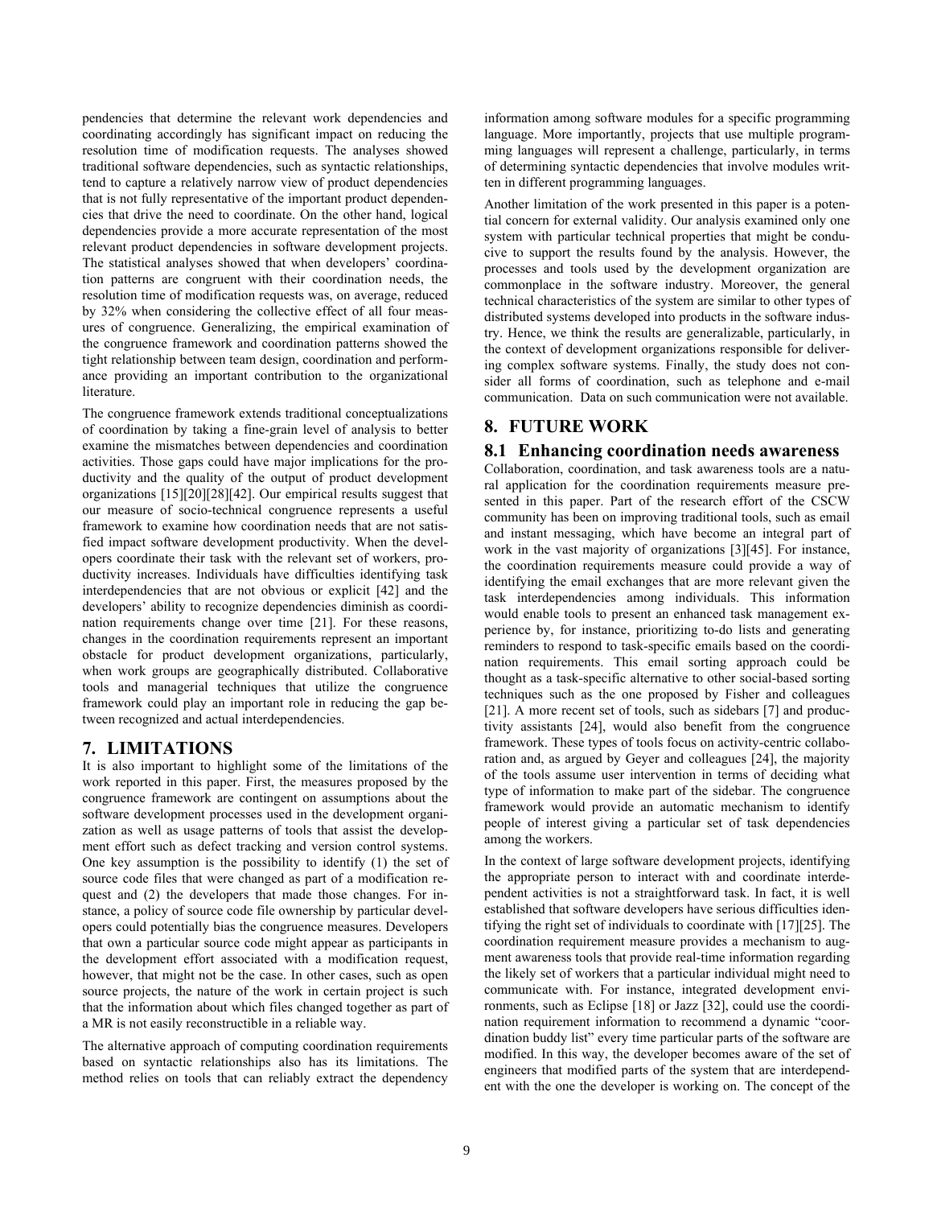pendencies that determine the relevant work dependencies and coordinating accordingly has significant impact on reducing the resolution time of modification requests. The analyses showed traditional software dependencies, such as syntactic relationships, tend to capture a relatively narrow view of product dependencies that is not fully representative of the important product dependencies that drive the need to coordinate. On the other hand, logical dependencies provide a more accurate representation of the most relevant product dependencies in software development projects. The statistical analyses showed that when developers' coordination patterns are congruent with their coordination needs, the resolution time of modification requests was, on average, reduced by 32% when considering the collective effect of all four measures of congruence. Generalizing, the empirical examination of the congruence framework and coordination patterns showed the tight relationship between team design, coordination and performance providing an important contribution to the organizational literature.

The congruence framework extends traditional conceptualizations of coordination by taking a fine-grain level of analysis to better examine the mismatches between dependencies and coordination activities. Those gaps could have major implications for the productivity and the quality of the output of product development organizations [15][20][28][42]. Our empirical results suggest that our measure of socio-technical congruence represents a useful framework to examine how coordination needs that are not satisfied impact software development productivity. When the developers coordinate their task with the relevant set of workers, productivity increases. Individuals have difficulties identifying task interdependencies that are not obvious or explicit [42] and the developers' ability to recognize dependencies diminish as coordination requirements change over time [21]. For these reasons, changes in the coordination requirements represent an important obstacle for product development organizations, particularly, when work groups are geographically distributed. Collaborative tools and managerial techniques that utilize the congruence framework could play an important role in reducing the gap between recognized and actual interdependencies.

## 7. LIMITATIONS

It is also important to highlight some of the limitations of the work reported in this paper. First, the measures proposed by the congruence framework are contingent on assumptions about the software development processes used in the development organization as well as usage patterns of tools that assist the development effort such as defect tracking and version control systems. One key assumption is the possibility to identify (1) the set of source code files that were changed as part of a modification request and (2) the developers that made those changes. For instance, a policy of source code file ownership by particular developers could potentially bias the congruence measures. Developers that own a particular source code might appear as participants in the development effort associated with a modification request, however, that might not be the case. In other cases, such as open source projects, the nature of the work in certain project is such that the information about which files changed together as part of a MR is not easily reconstructible in a reliable way.

The alternative approach of computing coordination requirements based on syntactic relationships also has its limitations. The method relies on tools that can reliably extract the dependency information among software modules for a specific programming language. More importantly, projects that use multiple programming languages will represent a challenge, particularly, in terms of determining syntactic dependencies that involve modules written in different programming languages.

Another limitation of the work presented in this paper is a potential concern for external validity. Our analysis examined only one system with particular technical properties that might be conducive to support the results found by the analysis. However, the processes and tools used by the development organization are commonplace in the software industry. Moreover, the general technical characteristics of the system are similar to other types of distributed systems developed into products in the software industry. Hence, we think the results are generalizable, particularly, in the context of development organizations responsible for delivering complex software systems. Finally, the study does not consider all forms of coordination, such as telephone and e-mail communication. Data on such communication were not available.

## 8. FUTURE WORK

### 8.1 Enhancing coordination needs awareness

Collaboration, coordination, and task awareness tools are a natural application for the coordination requirements measure presented in this paper. Part of the research effort of the CSCW community has been on improving traditional tools, such as email and instant messaging, which have become an integral part of work in the vast majority of organizations [3][45]. For instance, the coordination requirements measure could provide a way of identifying the email exchanges that are more relevant given the task interdependencies among individuals. This information would enable tools to present an enhanced task management experience by, for instance, prioritizing to-do lists and generating reminders to respond to task-specific emails based on the coordination requirements. This email sorting approach could be thought as a task-specific alternative to other social-based sorting techniques such as the one proposed by Fisher and colleagues [21]. A more recent set of tools, such as sidebars [7] and productivity assistants [24], would also benefit from the congruence framework. These types of tools focus on activity-centric collaboration and, as argued by Geyer and colleagues [24], the majority of the tools assume user intervention in terms of deciding what type of information to make part of the sidebar. The congruence framework would provide an automatic mechanism to identify people of interest giving a particular set of task dependencies among the workers.

In the context of large software development projects, identifying the appropriate person to interact with and coordinate interdependent activities is not a straightforward task. In fact, it is well established that software developers have serious difficulties identifying the right set of individuals to coordinate with [17][25]. The coordination requirement measure provides a mechanism to augment awareness tools that provide real-time information regarding the likely set of workers that a particular individual might need to communicate with. For instance, integrated development environments, such as Eclipse [18] or Jazz [32], could use the coordination requirement information to recommend a dynamic "coordination buddy list" every time particular parts of the software are modified. In this way, the developer becomes aware of the set of engineers that modified parts of the system that are interdependent with the one the developer is working on. The concept of the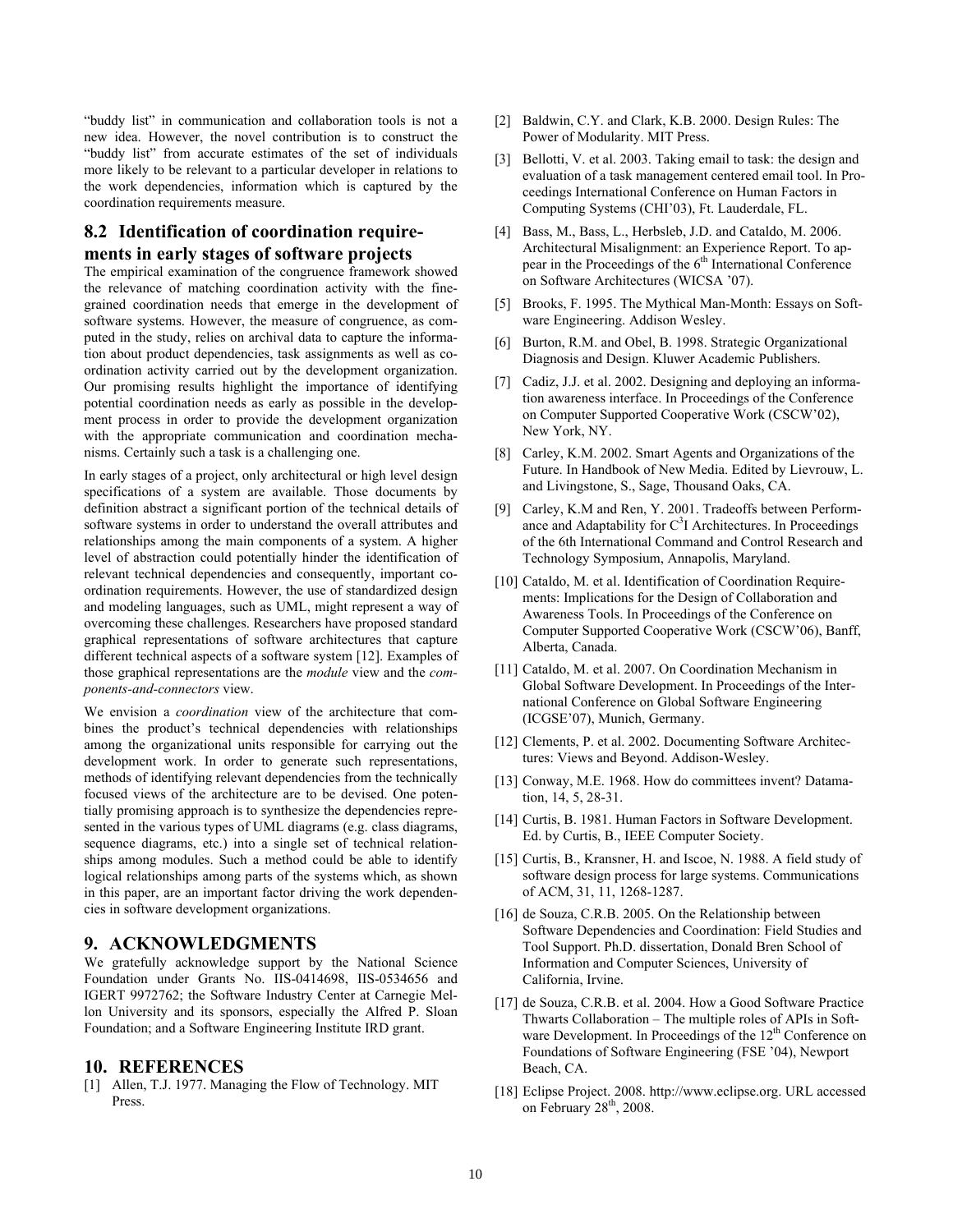"buddy list" in communication and collaboration tools is not a new idea. However, the novel contribution is to construct the "buddy list" from accurate estimates of the set of individuals more likely to be relevant to a particular developer in relations to the work dependencies, information which is captured by the coordination requirements measure.

## 8.2 Identification of coordination requirements in early stages of software projects

The empirical examination of the congruence framework showed the relevance of matching coordination activity with the fine-grained coordination needs that emerge in the development of software systems. However, the measure of congruence, as computed in the study, relies on archival data to capture the information about product dependencies, task assignments as well as coordination activity carried out by the development organization. Our promising results highlight the importance of identifying potential coordination needs as early as possible in the development process in order to provide the development organization with the appropriate communication and coordination mechanisms. Certainly such a task is a challenging one.

In early stages of a project, only architectural or high level design specifications of a system are available. Those documents by definition abstract a significant portion of the technical details of software systems in order to understand the overall attributes and relationships among the main components of a system. A higher level of abstraction could potentially hinder the identification of relevant technical dependencies and consequently, important coordination requirements. However, the use of standardized design and modeling languages, such as UML, might represent a way of overcoming these challenges. Researchers have proposed standard graphical representations of software architectures that capture different technical aspects of a software system [12]. Examples of those graphical representations are the *module* view and the *components-and-connectors* view.

We envision a *coordination* view of the architecture that combines the product's technical dependencies with relationships among the organizational units responsible for carrying out the development work. In order to generate such representations, methods of identifying relevant dependencies from the technically focused views of the architecture are to be devised. One potentially promising approach is to synthesize the dependencies represented in the various types of UML diagrams (e.g. class diagrams, sequence diagrams, etc.) into a single set of technical relationships among modules. Such a method could be able to identify logical relationships among parts of the systems which, as shown in this paper, are an important factor driving the work dependencies in software development organizations.

# 9. ACKNOWLEDGMENTS

We gratefully acknowledge support by the National Science Foundation under Grants No. IIS-0414698, IIS-0534656 and IGERT 9972762; the Software Industry Center at Carnegie Mellon University and its sponsors, especially the Alfred P. Sloan Foundation; and a Software Engineering Institute IRD grant.

# 10. REFERENCES

[1] Allen, T.J. 1977. Managing the Flow of Technology. MIT Press.

[2] Baldwin, C.Y. and Clark, K.B. 2000. Design Rules: The Power of Modularity. MIT Press.

[3] Bellotti, V. et al. 2003. Taking email to task: the design and evaluation of a task management centered email tool. In Proceedings International Conference on Human Factors in Computing Systems (CHI'03), Ft. Lauderdale, FL.

[4] Bass, M., Bass, L., Herbsleb, J.D. and Cataldo, M. 2006. Architectural Misalignment: an Experience Report. To appear in the Proceedings of the 6th International Conference on Software Architectures (WICSA '07).

[5] Brooks, F. 1995. The Mythical Man-Month: Essays on Software Engineering. Addison Wesley.

[6] Burton, R.M. and Obel, B. 1998. Strategic Organizational Diagnosis and Design. Kluwer Academic Publishers.

[7] Cadiz, J.J. et al. 2002. Designing and deploying an information awareness interface. In Proceedings of the Conference on Computer Supported Cooperative Work (CSCW'02), New York, NY.

[8] Carley, K.M. 2002. Smart Agents and Organizations of the Future. In Handbook of New Media. Edited by Lievrouw, L. and Livingstone, S., Sage, Thousand Oaks, CA.

[9] Carley, K.M and Ren, Y. 2001. Tradeoffs between Performance and Adaptability for C³I Architectures. In Proceedings of the 6th International Command and Control Research and Technology Symposium, Annapolis, Maryland.

[10] Cataldo, M. et al. Identification of Coordination Requirements: Implications for the Design of Collaboration and Awareness Tools. In Proceedings of the Conference on Computer Supported Cooperative Work (CSCW'06), Banff, Alberta, Canada.

[11] Cataldo, M. et al. 2007. On Coordination Mechanism in Global Software Development. In Proceedings of the International Conference on Global Software Engineering (ICGSE'07), Munich, Germany.

[12] Clements, P. et al. 2002. Documenting Software Architectures: Views and Beyond. Addison-Wesley.

[13] Conway, M.E. 1968. How do committees invent? Datamation, 14, 5, 28-31.

[14] Curtis, B. 1981. Human Factors in Software Development. Ed. by Curtis, B., IEEE Computer Society.

[15] Curtis, B., Kransner, H. and Iscoe, N. 1988. A field study of software design process for large systems. Communications of ACM, 31, 11, 1268-1287.

[16] de Souza, C.R.B. 2005. On the Relationship between Software Dependencies and Coordination: Field Studies and Tool Support. Ph.D. dissertation, Donald Bren School of Information and Computer Sciences, University of California, Irvine.

[17] de Souza, C.R.B. et al. 2004. How a Good Software Practice Thwarts Collaboration – The multiple roles of APIs in Software Development. In Proceedings of the 12th Conference on Foundations of Software Engineering (FSE '04), Newport Beach, CA.

[18] Eclipse Project. 2008. http://www.eclipse.org. URL accessed on February 28th, 2008.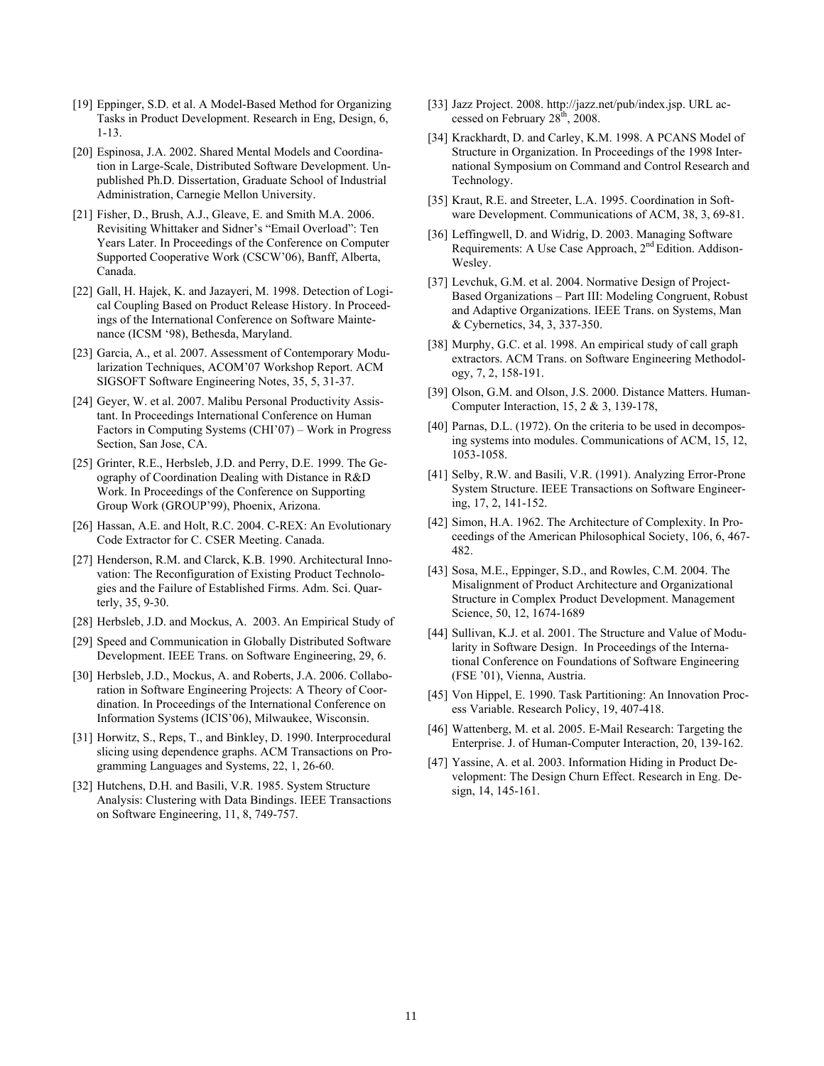[19] Eppinger, S.D. et al. A Model-Based Method for Organizing Tasks in Product Development. Research in Eng, Design, 6, 1-13.

[20] Espinosa, J.A. 2002. Shared Mental Models and Coordination in Large-Scale, Distributed Software Development. Unpublished Ph.D. Dissertation, Graduate School of Industrial Administration, Carnegie Mellon University.

[21] Fisher, D., Brush, A.J., Gleave, E. and Smith M.A. 2006. Revisiting Whittaker and Sidner's "Email Overload": Ten Years Later. In Proceedings of the Conference on Computer Supported Cooperative Work (CSCW'06), Banff, Alberta, Canada.

[22] Gall, H. Hajek, K. and Jazayeri, M. 1998. Detection of Logical Coupling Based on Product Release History. In Proceedings of the International Conference on Software Maintenance (ICSM '98), Bethesda, Maryland.

[23] Garcia, A., et al. 2007. Assessment of Contemporary Modularization Techniques, ACOM'07 Workshop Report. ACM SIGSOFT Software Engineering Notes, 35, 5, 31-37.

[24] Geyer, W. et al. 2007. Malibu Personal Productivity Assistant. In Proceedings International Conference on Human Factors in Computing Systems (CHI'07) – Work in Progress Section, San Jose, CA.

[25] Grinter, R.E., Herbsleb, J.D. and Perry, D.E. 1999. The Geography of Coordination Dealing with Distance in R&D Work. In Proceedings of the Conference on Supporting Group Work (GROUP'99), Phoenix, Arizona.

[26] Hassan, A.E. and Holt, R.C. 2004. C-REX: An Evolutionary Code Extractor for C. CSER Meeting. Canada.

[27] Henderson, R.M. and Clarck, K.B. 1990. Architectural Innovation: The Reconfiguration of Existing Product Technologies and the Failure of Established Firms. Adm. Sci. Quarterly, 35, 9-30.

[28] Herbsleb, J.D. and Mockus, A. 2003. An Empirical Study of

[29] Speed and Communication in Globally Distributed Software Development. IEEE Trans. on Software Engineering, 29, 6.

[30] Herbsleb, J.D., Mockus, A. and Roberts, J.A. 2006. Collaboration in Software Engineering Projects: A Theory of Coordination. In Proceedings of the International Conference on Information Systems (ICIS'06), Milwaukee, Wisconsin.

[31] Horwitz, S., Reps, T., and Binkley, D. 1990. Interprocedural slicing using dependence graphs. ACM Transactions on Programming Languages and Systems, 22, 1, 26-60.

[32] Hutchens, D.H. and Basili, V.R. 1985. System Structure Analysis: Clustering with Data Bindings. IEEE Transactions on Software Engineering, 11, 8, 749-757.

[33] Jazz Project. 2008. http://jazz.net/pub/index.jsp. URL accessed on February 28th, 2008.

[34] Krackhardt, D. and Carley, K.M. 1998. A PCANS Model of Structure in Organization. In Proceedings of the 1998 International Symposium on Command and Control Research and Technology.

[35] Kraut, R.E. and Streeter, L.A. 1995. Coordination in Software Development. Communications of ACM, 38, 3, 69-81.

[36] Leffingwell, D. and Widrig, D. 2003. Managing Software Requirements: A Use Case Approach, 2nd Edition. Addison-Wesley.

[37] Levchuk, G.M. et al. 2004. Normative Design of Project-Based Organizations – Part III: Modeling Congruent, Robust and Adaptive Organizations. IEEE Trans. on Systems, Man & Cybernetics, 34, 3, 337-350.

[38] Murphy, G.C. et al. 1998. An empirical study of call graph extractors. ACM Trans. on Software Engineering Methodology, 7, 2, 158-191.

[39] Olson, G.M. and Olson, J.S. 2000. Distance Matters. Human-Computer Interaction, 15, 2 & 3, 139-178,

[40] Parnas, D.L. (1972). On the criteria to be used in decomposing systems into modules. Communications of ACM, 15, 12, 1053-1058.

[41] Selby, R.W. and Basili, V.R. (1991). Analyzing Error-Prone System Structure. IEEE Transactions on Software Engineering, 17, 2, 141-152.

[42] Simon, H.A. 1962. The Architecture of Complexity. In Proceedings of the American Philosophical Society, 106, 6, 467-482.

[43] Sosa, M.E., Eppinger, S.D., and Rowles, C.M. 2004. The Misalignment of Product Architecture and Organizational Structure in Complex Product Development. Management Science, 50, 12, 1674-1689

[44] Sullivan, K.J. et al. 2001. The Structure and Value of Modularity in Software Design. In Proceedings of the International Conference on Foundations of Software Engineering (FSE '01), Vienna, Austria.

[45] Von Hippel, E. 1990. Task Partitioning: An Innovation Process Variable. Research Policy, 19, 407-418.

[46] Wattenberg, M. et al. 2005. E-Mail Research: Targeting the Enterprise. J. of Human-Computer Interaction, 20, 139-162.

[47] Yassine, A. et al. 2003. Information Hiding in Product Development: The Design Churn Effect. Research in Eng. Design, 14, 145-161.